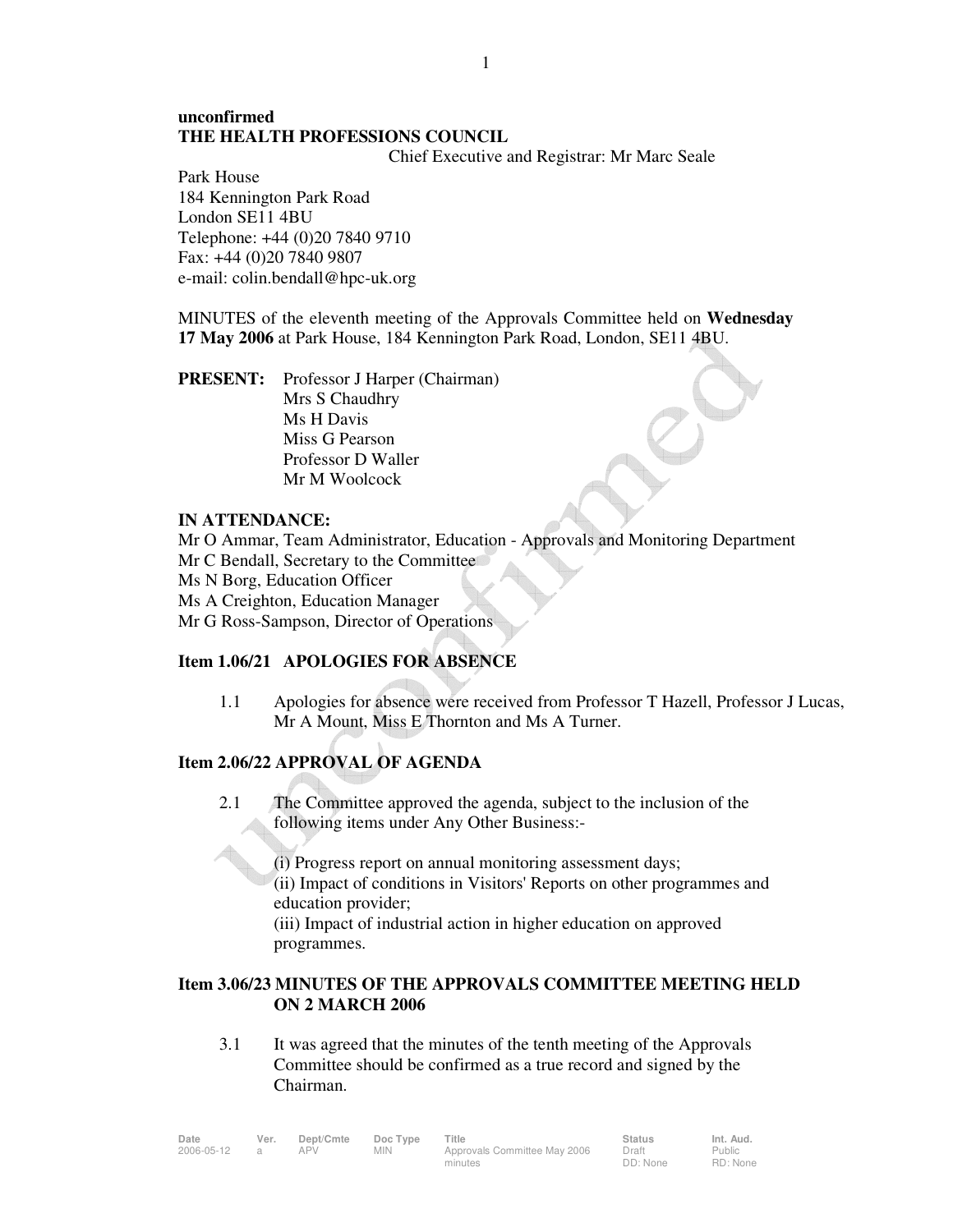**unconfirmed**
**THE HEALTH PROFESSIONS COUNCIL**
Chief Executive and Registrar: Mr Marc Seale

Park House
184 Kennington Park Road
London SE11 4BU
Telephone: +44 (0)20 7840 9710
Fax: +44 (0)20 7840 9807
e-mail: colin.bendall@hpc-uk.org

MINUTES of the eleventh meeting of the Approvals Committee held on **Wednesday 17 May 2006** at Park House, 184 Kennington Park Road, London, SE11 4BU.

**PRESENT:** Professor J Harper (Chairman)
Mrs S Chaudhry
Ms H Davis
Miss G Pearson
Professor D Waller
Mr M Woolcock

**IN ATTENDANCE:**
Mr O Ammar, Team Administrator, Education - Approvals and Monitoring Department
Mr C Bendall, Secretary to the Committee
Ms N Borg, Education Officer
Ms A Creighton, Education Manager
Mr G Ross-Sampson, Director of Operations

## Item 1.06/21 APOLOGIES FOR ABSENCE

1.1 Apologies for absence were received from Professor T Hazell, Professor J Lucas, Mr A Mount, Miss E Thornton and Ms A Turner.

## Item 2.06/22 APPROVAL OF AGENDA

2.1 The Committee approved the agenda, subject to the inclusion of the following items under Any Other Business:-

(i) Progress report on annual monitoring assessment days;
(ii) Impact of conditions in Visitors' Reports on other programmes and education provider;
(iii) Impact of industrial action in higher education on approved programmes.

## Item 3.06/23 MINUTES OF THE APPROVALS COMMITTEE MEETING HELD ON 2 MARCH 2006

3.1 It was agreed that the minutes of the tenth meeting of the Approvals Committee should be confirmed as a true record and signed by the Chairman.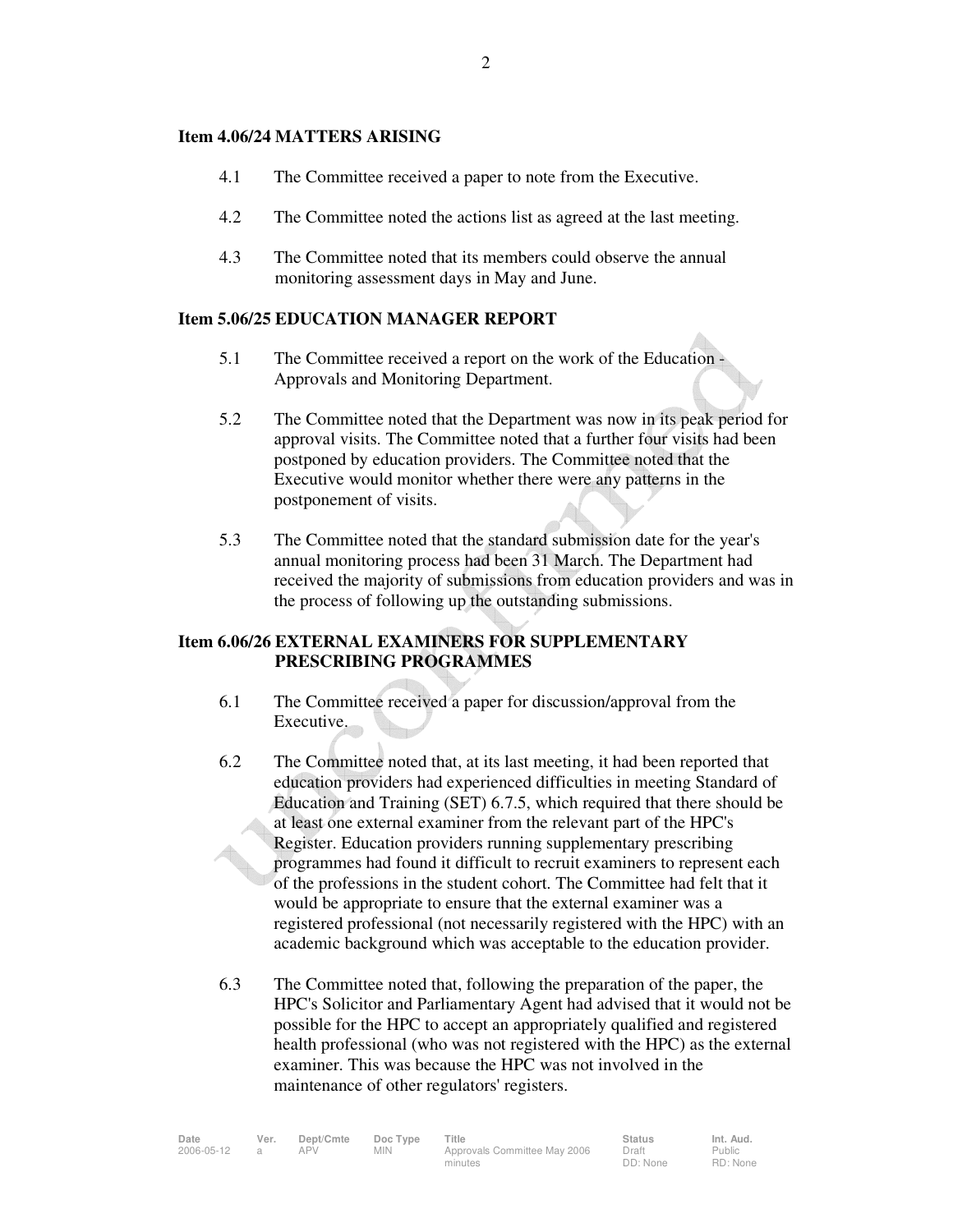## Item 4.06/24 MATTERS ARISING

4.1 The Committee received a paper to note from the Executive.

4.2 The Committee noted the actions list as agreed at the last meeting.

4.3 The Committee noted that its members could observe the annual monitoring assessment days in May and June.

## Item 5.06/25 EDUCATION MANAGER REPORT

5.1 The Committee received a report on the work of the Education - Approvals and Monitoring Department.

5.2 The Committee noted that the Department was now in its peak period for approval visits. The Committee noted that a further four visits had been postponed by education providers. The Committee noted that the Executive would monitor whether there were any patterns in the postponement of visits.

5.3 The Committee noted that the standard submission date for the year's annual monitoring process had been 31 March. The Department had received the majority of submissions from education providers and was in the process of following up the outstanding submissions.

## Item 6.06/26 EXTERNAL EXAMINERS FOR SUPPLEMENTARY PRESCRIBING PROGRAMMES

6.1 The Committee received a paper for discussion/approval from the Executive.

6.2 The Committee noted that, at its last meeting, it had been reported that education providers had experienced difficulties in meeting Standard of Education and Training (SET) 6.7.5, which required that there should be at least one external examiner from the relevant part of the HPC's Register. Education providers running supplementary prescribing programmes had found it difficult to recruit examiners to represent each of the professions in the student cohort. The Committee had felt that it would be appropriate to ensure that the external examiner was a registered professional (not necessarily registered with the HPC) with an academic background which was acceptable to the education provider.

6.3 The Committee noted that, following the preparation of the paper, the HPC's Solicitor and Parliamentary Agent had advised that it would not be possible for the HPC to accept an appropriately qualified and registered health professional (who was not registered with the HPC) as the external examiner. This was because the HPC was not involved in the maintenance of other regulators' registers.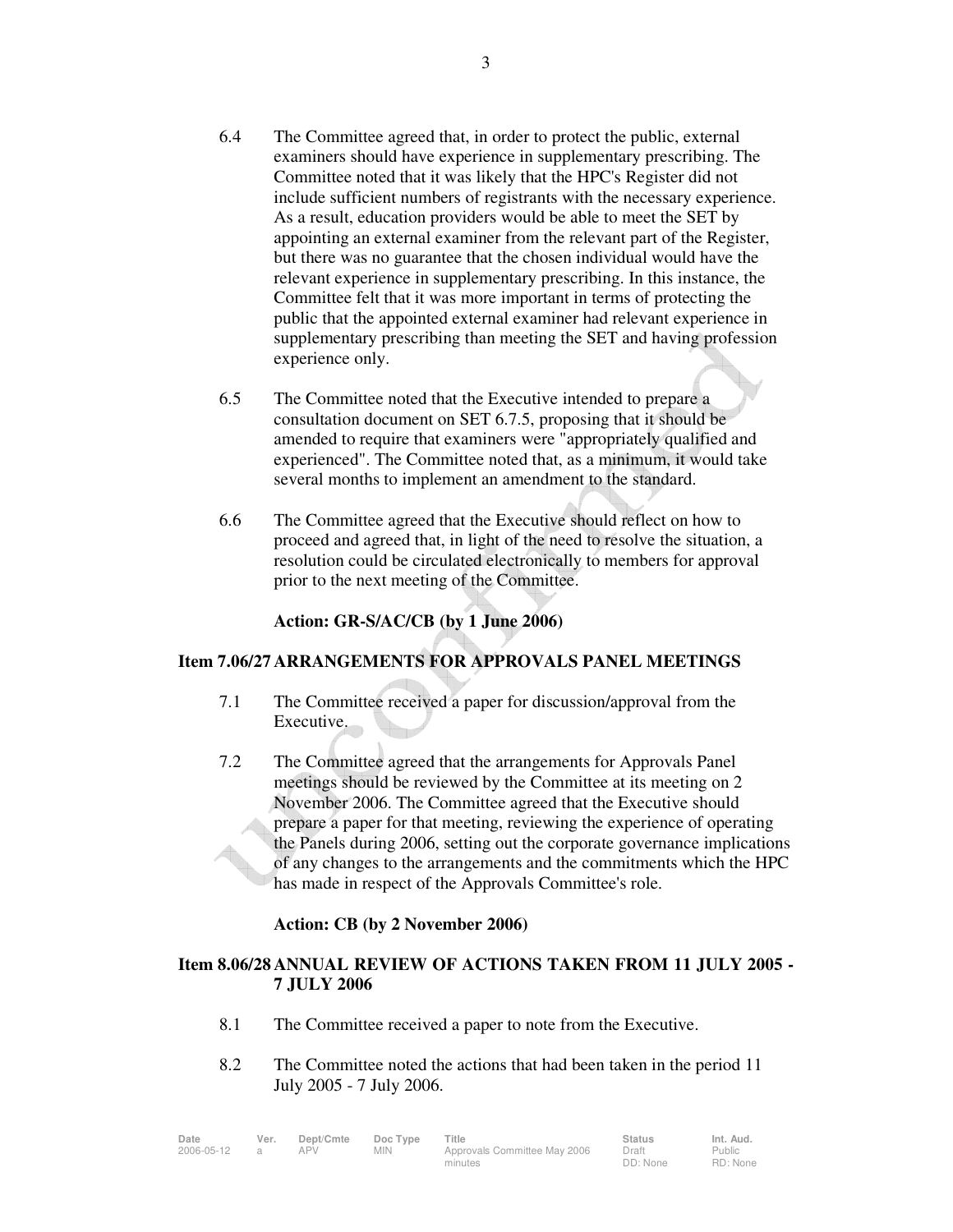6.4 The Committee agreed that, in order to protect the public, external examiners should have experience in supplementary prescribing. The Committee noted that it was likely that the HPC's Register did not include sufficient numbers of registrants with the necessary experience. As a result, education providers would be able to meet the SET by appointing an external examiner from the relevant part of the Register, but there was no guarantee that the chosen individual would have the relevant experience in supplementary prescribing. In this instance, the Committee felt that it was more important in terms of protecting the public that the appointed external examiner had relevant experience in supplementary prescribing than meeting the SET and having profession experience only.

6.5 The Committee noted that the Executive intended to prepare a consultation document on SET 6.7.5, proposing that it should be amended to require that examiners were "appropriately qualified and experienced". The Committee noted that, as a minimum, it would take several months to implement an amendment to the standard.

6.6 The Committee agreed that the Executive should reflect on how to proceed and agreed that, in light of the need to resolve the situation, a resolution could be circulated electronically to members for approval prior to the next meeting of the Committee.

**Action: GR-S/AC/CB (by 1 June 2006)**

## Item 7.06/27 ARRANGEMENTS FOR APPROVALS PANEL MEETINGS

7.1 The Committee received a paper for discussion/approval from the Executive.

7.2 The Committee agreed that the arrangements for Approvals Panel meetings should be reviewed by the Committee at its meeting on 2 November 2006. The Committee agreed that the Executive should prepare a paper for that meeting, reviewing the experience of operating the Panels during 2006, setting out the corporate governance implications of any changes to the arrangements and the commitments which the HPC has made in respect of the Approvals Committee's role.

**Action: CB (by 2 November 2006)**

## Item 8.06/28 ANNUAL REVIEW OF ACTIONS TAKEN FROM 11 JULY 2005 - 7 JULY 2006

8.1 The Committee received a paper to note from the Executive.

8.2 The Committee noted the actions that had been taken in the period 11 July 2005 - 7 July 2006.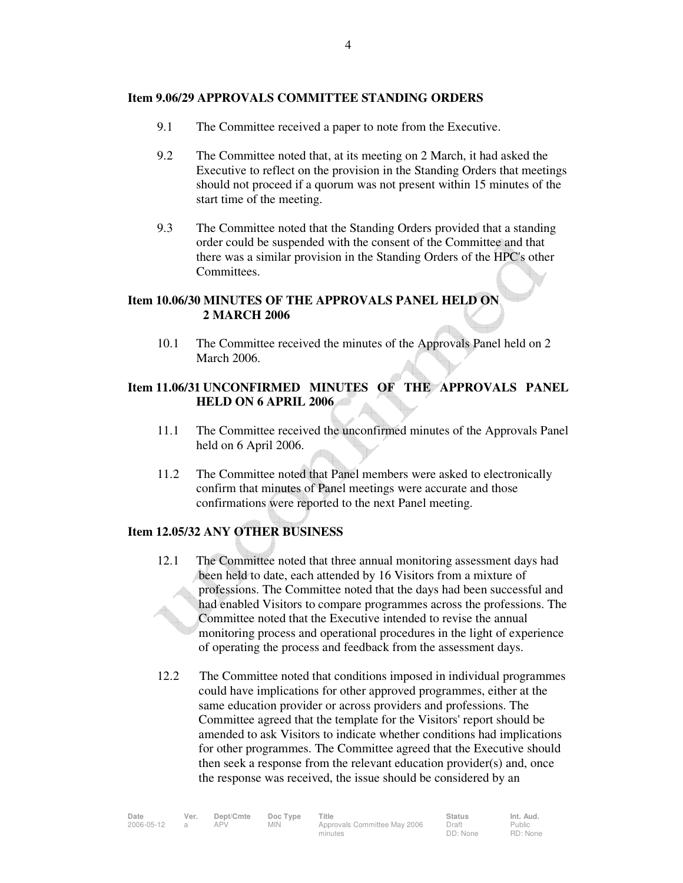**Item 9.06/29 APPROVALS COMMITTEE STANDING ORDERS**

9.1 The Committee received a paper to note from the Executive.

9.2 The Committee noted that, at its meeting on 2 March, it had asked the Executive to reflect on the provision in the Standing Orders that meetings should not proceed if a quorum was not present within 15 minutes of the start time of the meeting.

9.3 The Committee noted that the Standing Orders provided that a standing order could be suspended with the consent of the Committee and that there was a similar provision in the Standing Orders of the HPC's other Committees.

**Item 10.06/30 MINUTES OF THE APPROVALS PANEL HELD ON 2 MARCH 2006**

10.1 The Committee received the minutes of the Approvals Panel held on 2 March 2006.

**Item 11.06/31 UNCONFIRMED MINUTES OF THE APPROVALS PANEL HELD ON 6 APRIL 2006**

11.1 The Committee received the unconfirmed minutes of the Approvals Panel held on 6 April 2006.

11.2 The Committee noted that Panel members were asked to electronically confirm that minutes of Panel meetings were accurate and those confirmations were reported to the next Panel meeting.

**Item 12.05/32 ANY OTHER BUSINESS**

12.1 The Committee noted that three annual monitoring assessment days had been held to date, each attended by 16 Visitors from a mixture of professions. The Committee noted that the days had been successful and had enabled Visitors to compare programmes across the professions. The Committee noted that the Executive intended to revise the annual monitoring process and operational procedures in the light of experience of operating the process and feedback from the assessment days.

12.2 The Committee noted that conditions imposed in individual programmes could have implications for other approved programmes, either at the same education provider or across providers and professions. The Committee agreed that the template for the Visitors' report should be amended to ask Visitors to indicate whether conditions had implications for other programmes. The Committee agreed that the Executive should then seek a response from the relevant education provider(s) and, once the response was received, the issue should be considered by an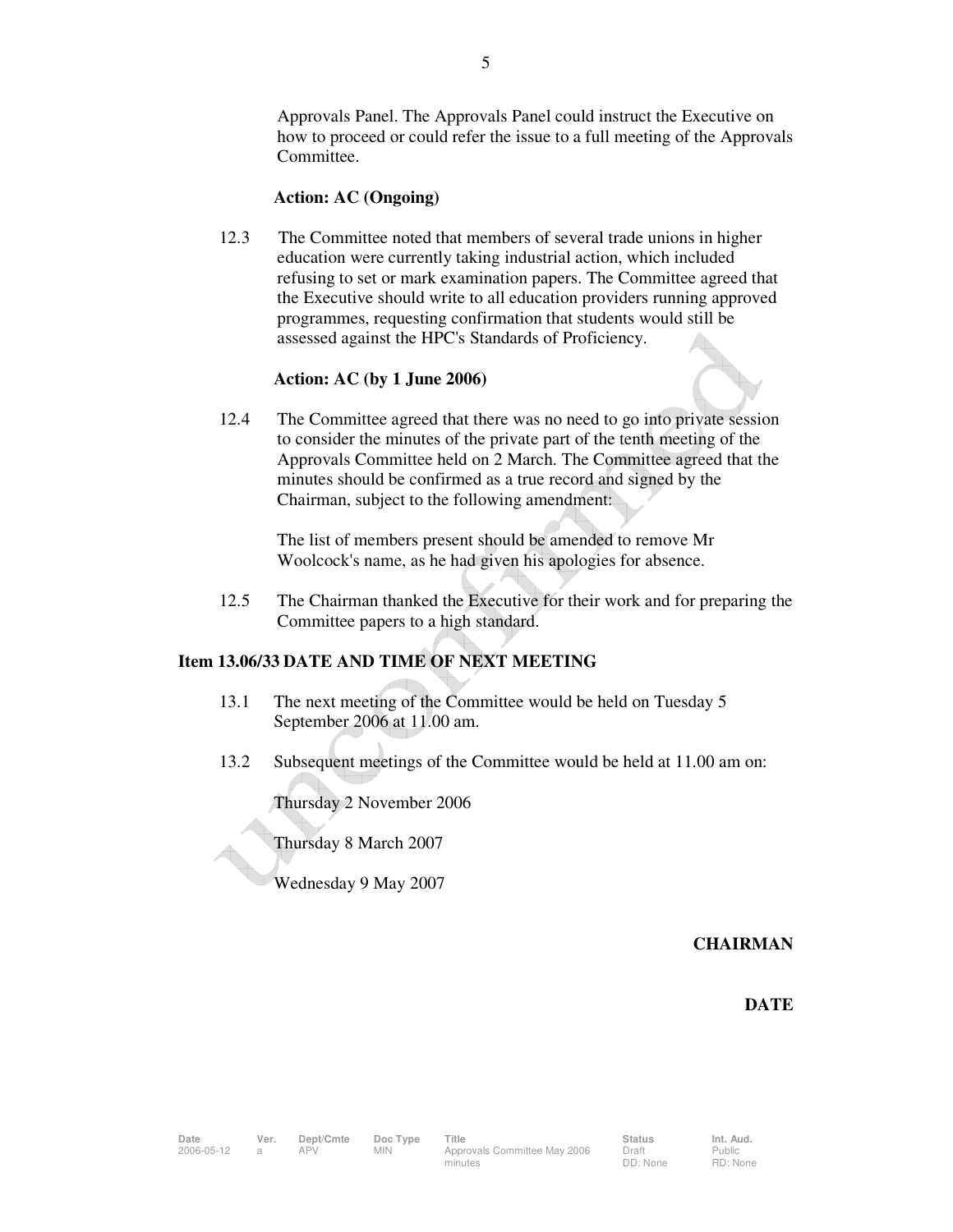Approvals Panel. The Approvals Panel could instruct the Executive on how to proceed or could refer the issue to a full meeting of the Approvals Committee.

**Action: AC (Ongoing)**

12.3 The Committee noted that members of several trade unions in higher education were currently taking industrial action, which included refusing to set or mark examination papers. The Committee agreed that the Executive should write to all education providers running approved programmes, requesting confirmation that students would still be assessed against the HPC's Standards of Proficiency.

**Action: AC (by 1 June 2006)**

12.4 The Committee agreed that there was no need to go into private session to consider the minutes of the private part of the tenth meeting of the Approvals Committee held on 2 March. The Committee agreed that the minutes should be confirmed as a true record and signed by the Chairman, subject to the following amendment:

The list of members present should be amended to remove Mr Woolcock's name, as he had given his apologies for absence.

12.5 The Chairman thanked the Executive for their work and for preparing the Committee papers to a high standard.

**Item 13.06/33 DATE AND TIME OF NEXT MEETING**

13.1 The next meeting of the Committee would be held on Tuesday 5 September 2006 at 11.00 am.

13.2 Subsequent meetings of the Committee would be held at 11.00 am on:

Thursday 2 November 2006

Thursday 8 March 2007

Wednesday 9 May 2007

**CHAIRMAN**

**DATE**

| Date | Ver. | Dept/Cmte | Doc Type | Title | Status | Int. Aud. |
|---|---|---|---|---|---|---|
| 2006-05-12 | a | APV | MIN | Approvals Committee May 2006 minutes | Draft DD: None | Public RD: None |